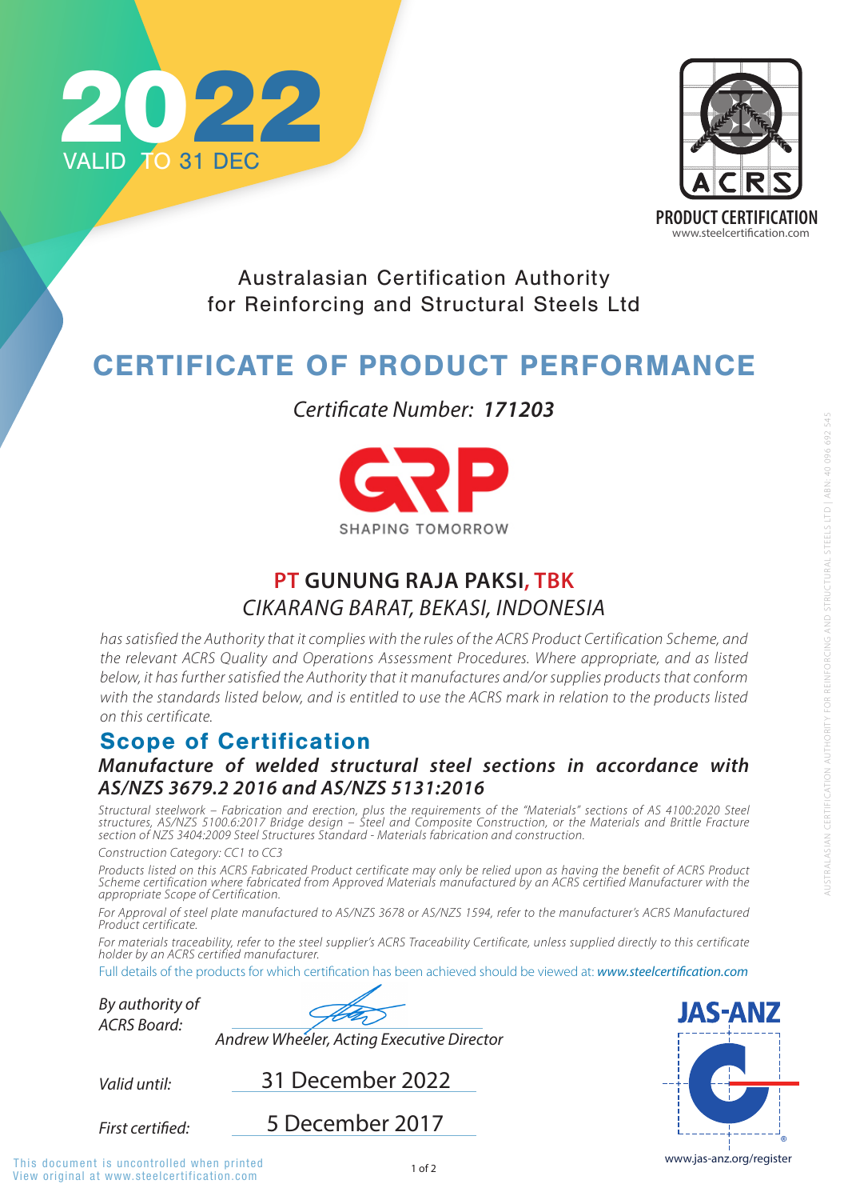2022
VALID TO 31 DEC

PRODUCT CERTIFICATION
www.steelcertification.com

Australasian Certification Authority
for Reinforcing and Structural Steels Ltd

# CERTIFICATE OF PRODUCT PERFORMANCE

*Certificate Number:* ***171203***

GRP
SHAPING TOMORROW

## PT GUNUNG RAJA PAKSI, TBK
*CIKARANG BARAT, BEKASI, INDONESIA*

*has satisfied the Authority that it complies with the rules of the ACRS Product Certification Scheme, and the relevant ACRS Quality and Operations Assessment Procedures. Where appropriate, and as listed below, it has further satisfied the Authority that it manufactures and/or supplies products that conform with the standards listed below, and is entitled to use the ACRS mark in relation to the products listed on this certificate.*

## Scope of Certification

***Manufacture of welded structural steel sections in accordance with AS/NZS 3679.2 2016 and AS/NZS 5131:2016***

*Structural steelwork – Fabrication and erection, plus the requirements of the "Materials" sections of AS 4100:2020 Steel structures, AS/NZS 5100.6:2017 Bridge design – Steel and Composite Construction, or the Materials and Brittle Fracture section of NZS 3404:2009 Steel Structures Standard - Materials fabrication and construction.*

*Construction Category: CC1 to CC3*

*Products listed on this ACRS Fabricated Product certificate may only be relied upon as having the benefit of ACRS Product Scheme certification where fabricated from Approved Materials manufactured by an ACRS certified Manufacturer with the appropriate Scope of Certification.*

*For Approval of steel plate manufactured to AS/NZS 3678 or AS/NZS 1594, refer to the manufacturer's ACRS Manufactured Product certificate.*

*For materials traceability, refer to the steel supplier's ACRS Traceability Certificate, unless supplied directly to this certificate holder by an ACRS certified manufacturer.*

Full details of the products for which certification has been achieved should be viewed at: ***www.steelcertification.com***

*By authority of ACRS Board:*

*Andrew Wheeler, Acting Executive Director*

*Valid until:* 31 December 2022

*First certified:* 5 December 2017

JAS-ANZ
www.jas-anz.org/register

This document is uncontrolled when printed
View original at www.steelcertification.com

AUSTRALASIAN CERTIFICATION AUTHORITY FOR REINFORCING AND STRUCTURAL STEELS LTD | ABN: 40 096 692 545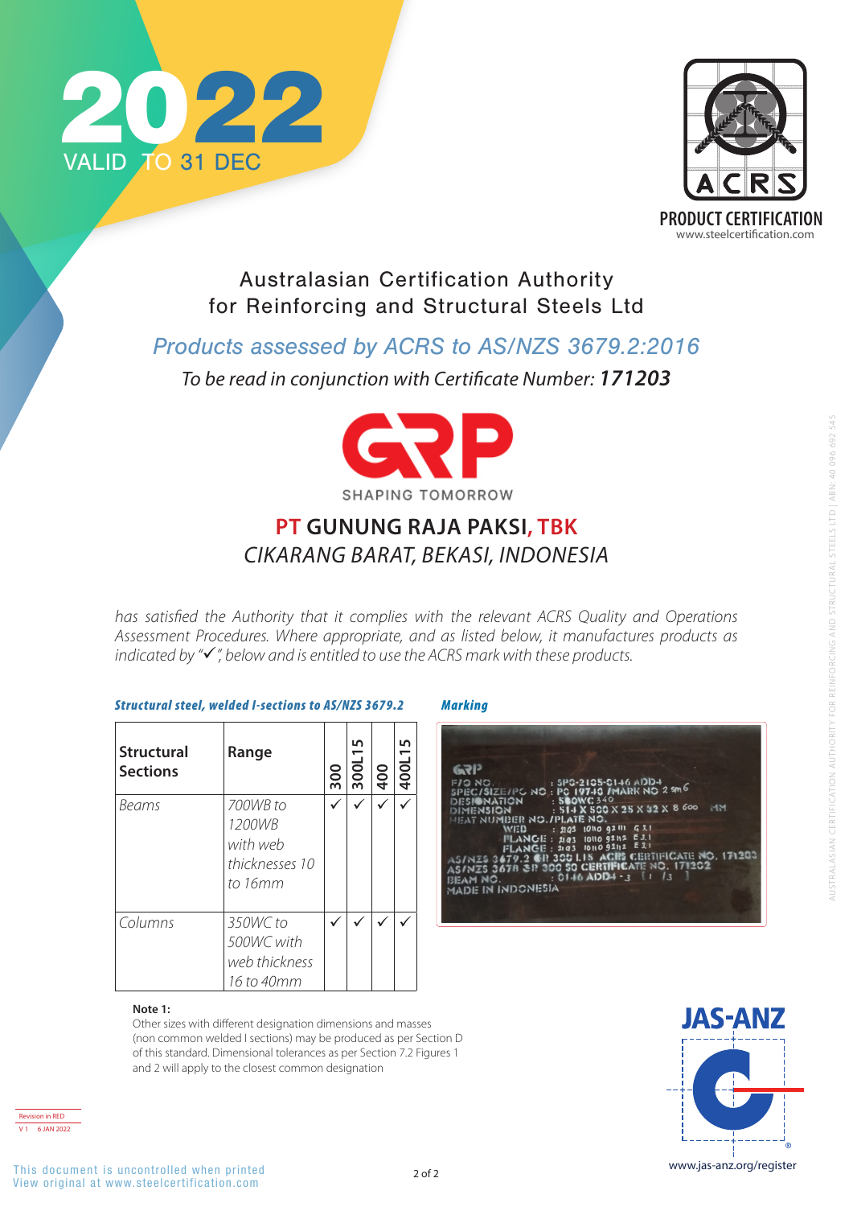2022

VALID TO 31 DEC

PRODUCT CERTIFICATION
www.steelcertification.com

## Australasian Certification Authority for Reinforcing and Structural Steels Ltd

*Products assessed by ACRS to AS/NZS 3679.2:2016*

*To be read in conjunction with Certificate Number:* ***171203***

SHAPING TOMORROW

## PT GUNUNG RAJA PAKSI, TBK

*CIKARANG BARAT, BEKASI, INDONESIA*

*has satisfied the Authority that it complies with the relevant ACRS Quality and Operations Assessment Procedures. Where appropriate, and as listed below, it manufactures products as indicated by "✓", below and is entitled to use the ACRS mark with these products.*

***Structural steel, welded I-sections to AS/NZS 3679.2***

| Structural Sections | Range | 300 | 300L15 | 400 | 400L15 |
|---|---|---|---|---|---|
| *Beams* | *700WB to 1200WB with web thicknesses 10 to 16mm* | ✓ | ✓ | ✓ | ✓ |
| *Columns* | *350WC to 500WC with web thickness 16 to 40mm* | ✓ | ✓ | ✓ | ✓ |

***Marking***

**Note 1:**
Other sizes with different designation dimensions and masses (non common welded I sections) may be produced as per Section D of this standard. Dimensional tolerances as per Section 7.2 Figures 1 and 2 will apply to the closest common designation

Revision in RED
V 1 6 JAN 2022

This document is uncontrolled when printed
View original at www.steelcertification.com

JAS-ANZ
www.jas-anz.org/register

AUSTRALASIAN CERTIFICATION AUTHORITY FOR REINFORCING AND STRUCTURAL STEELS LTD | ABN: 40 096 692 545